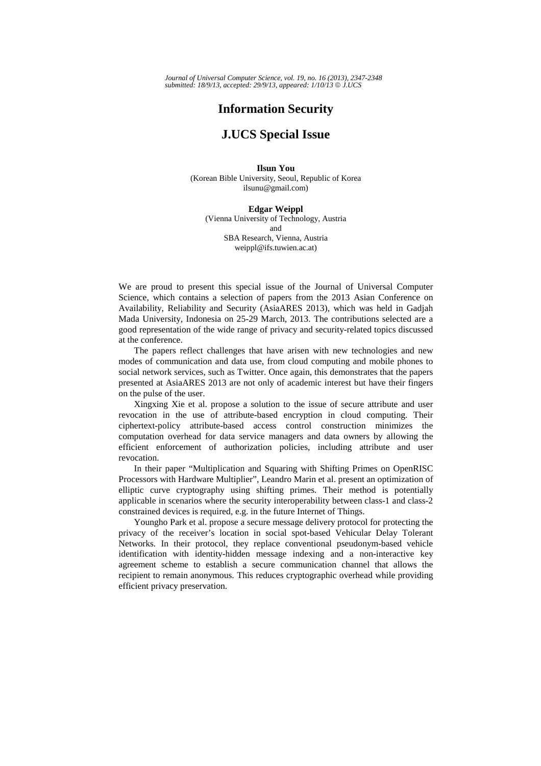# Information Security

## J.UCS Special Issue

**Ilsun You**
(Korean Bible University, Seoul, Republic of Korea
ilsunu@gmail.com)

**Edgar Weippl**
(Vienna University of Technology, Austria
and
SBA Research, Vienna, Austria
weippl@ifs.tuwien.ac.at)

We are proud to present this special issue of the Journal of Universal Computer Science, which contains a selection of papers from the 2013 Asian Conference on Availability, Reliability and Security (AsiaARES 2013), which was held in Gadjah Mada University, Indonesia on 25-29 March, 2013. The contributions selected are a good representation of the wide range of privacy and security-related topics discussed at the conference.

The papers reflect challenges that have arisen with new technologies and new modes of communication and data use, from cloud computing and mobile phones to social network services, such as Twitter. Once again, this demonstrates that the papers presented at AsiaARES 2013 are not only of academic interest but have their fingers on the pulse of the user.

Xingxing Xie et al. propose a solution to the issue of secure attribute and user revocation in the use of attribute-based encryption in cloud computing. Their ciphertext-policy attribute-based access control construction minimizes the computation overhead for data service managers and data owners by allowing the efficient enforcement of authorization policies, including attribute and user revocation.

In their paper "Multiplication and Squaring with Shifting Primes on OpenRISC Processors with Hardware Multiplier", Leandro Marin et al. present an optimization of elliptic curve cryptography using shifting primes. Their method is potentially applicable in scenarios where the security interoperability between class-1 and class-2 constrained devices is required, e.g. in the future Internet of Things.

Youngho Park et al. propose a secure message delivery protocol for protecting the privacy of the receiver's location in social spot-based Vehicular Delay Tolerant Networks. In their protocol, they replace conventional pseudonym-based vehicle identification with identity-hidden message indexing and a non-interactive key agreement scheme to establish a secure communication channel that allows the recipient to remain anonymous. This reduces cryptographic overhead while providing efficient privacy preservation.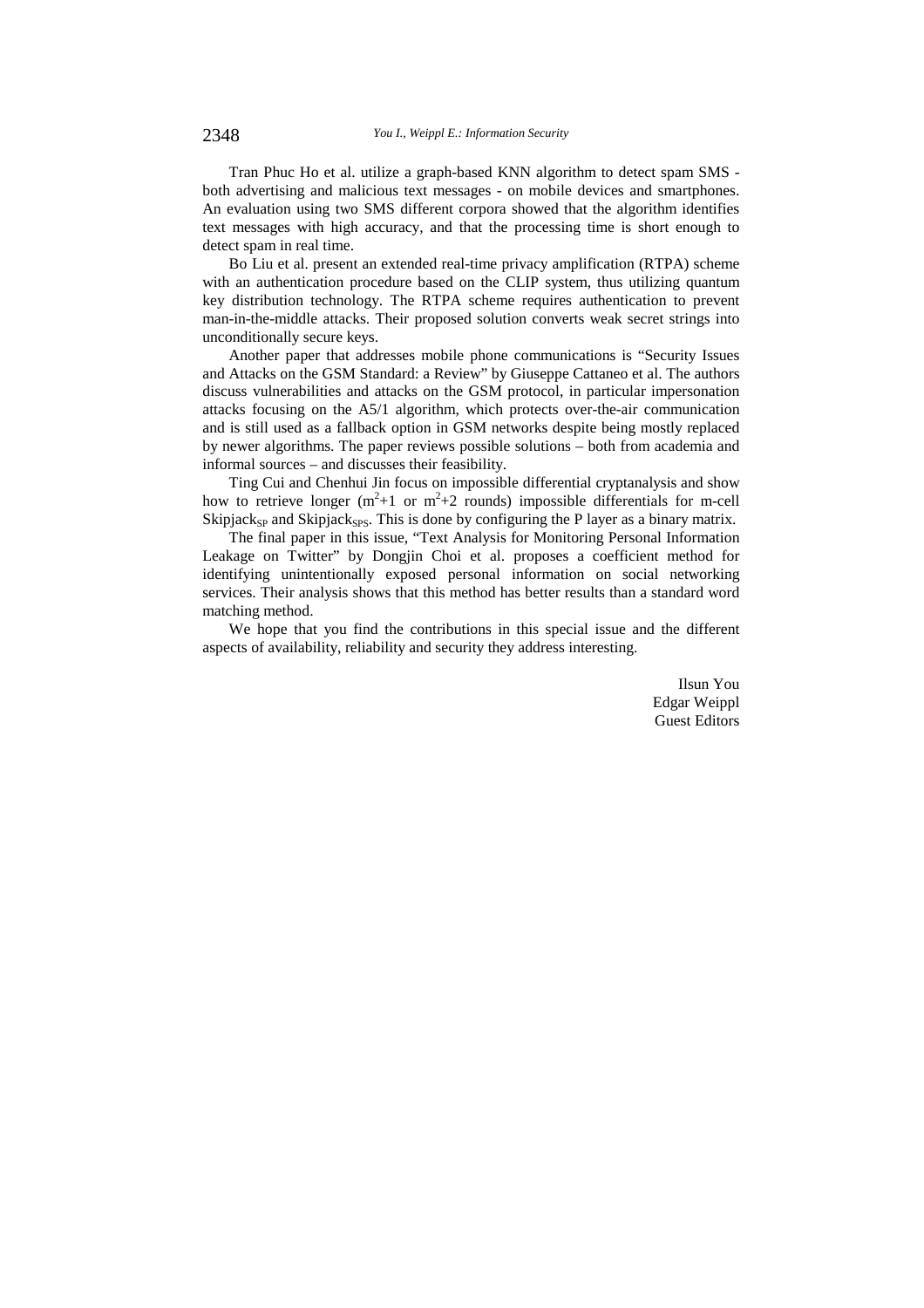Tran Phuc Ho et al. utilize a graph-based KNN algorithm to detect spam SMS - both advertising and malicious text messages - on mobile devices and smartphones. An evaluation using two SMS different corpora showed that the algorithm identifies text messages with high accuracy, and that the processing time is short enough to detect spam in real time.

Bo Liu et al. present an extended real-time privacy amplification (RTPA) scheme with an authentication procedure based on the CLIP system, thus utilizing quantum key distribution technology. The RTPA scheme requires authentication to prevent man-in-the-middle attacks. Their proposed solution converts weak secret strings into unconditionally secure keys.

Another paper that addresses mobile phone communications is "Security Issues and Attacks on the GSM Standard: a Review" by Giuseppe Cattaneo et al. The authors discuss vulnerabilities and attacks on the GSM protocol, in particular impersonation attacks focusing on the A5/1 algorithm, which protects over-the-air communication and is still used as a fallback option in GSM networks despite being mostly replaced by newer algorithms. The paper reviews possible solutions – both from academia and informal sources – and discusses their feasibility.

Ting Cui and Chenhui Jin focus on impossible differential cryptanalysis and show how to retrieve longer ($m^2+1$ or $m^2+2$ rounds) impossible differentials for m-cell $Skipjack_{SP}$ and $Skipjack_{SPS}$. This is done by configuring the P layer as a binary matrix.

The final paper in this issue, "Text Analysis for Monitoring Personal Information Leakage on Twitter" by Dongjin Choi et al. proposes a coefficient method for identifying unintentionally exposed personal information on social networking services. Their analysis shows that this method has better results than a standard word matching method.

We hope that you find the contributions in this special issue and the different aspects of availability, reliability and security they address interesting.

Ilsun You
Edgar Weippl
Guest Editors